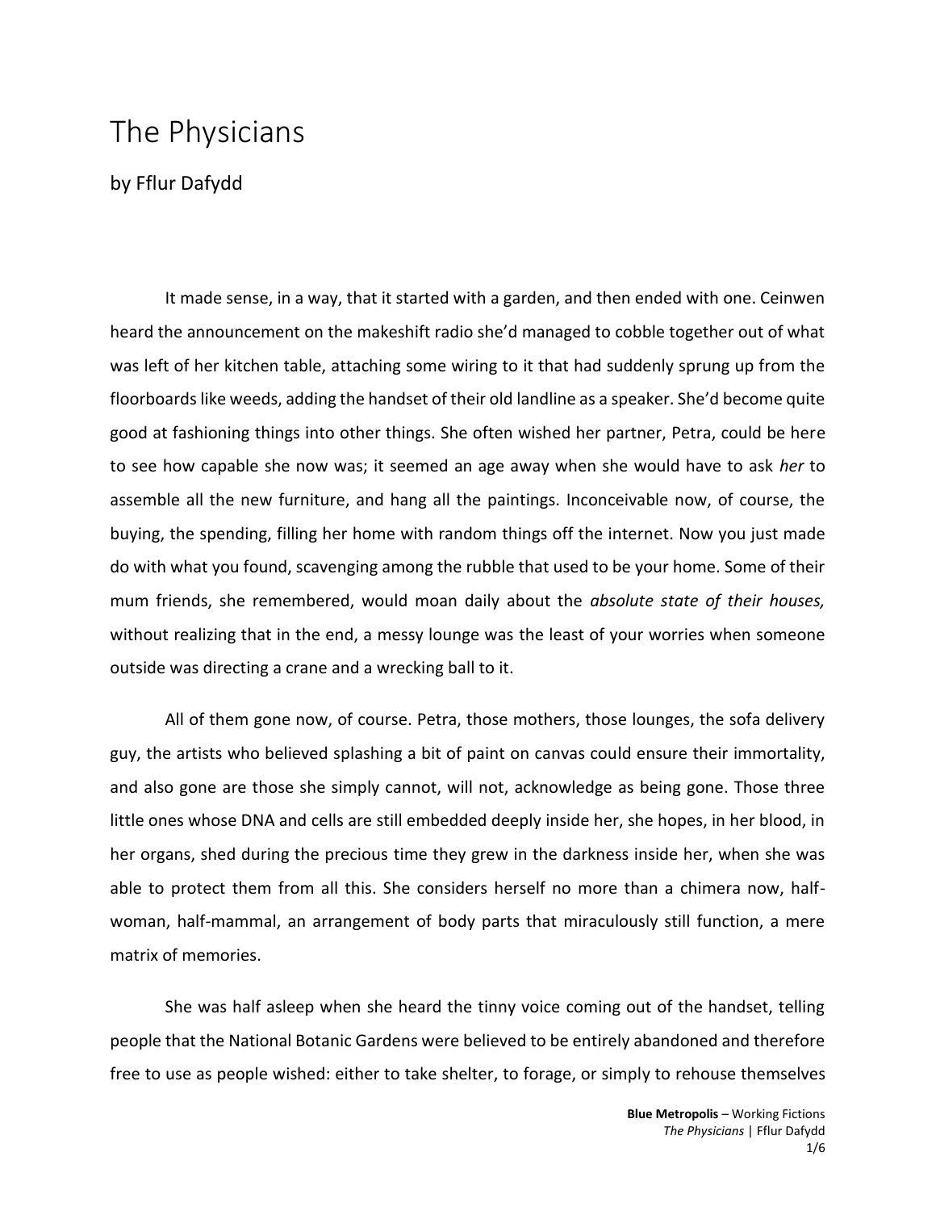# The Physicians

by Fflur Dafydd

It made sense, in a way, that it started with a garden, and then ended with one. Ceinwen heard the announcement on the makeshift radio she'd managed to cobble together out of what was left of her kitchen table, attaching some wiring to it that had suddenly sprung up from the floorboards like weeds, adding the handset of their old landline as a speaker. She'd become quite good at fashioning things into other things. She often wished her partner, Petra, could be here to see how capable she now was; it seemed an age away when she would have to ask *her* to assemble all the new furniture, and hang all the paintings. Inconceivable now, of course, the buying, the spending, filling her home with random things off the internet. Now you just made do with what you found, scavenging among the rubble that used to be your home. Some of their mum friends, she remembered, would moan daily about the *absolute state of their houses,* without realizing that in the end, a messy lounge was the least of your worries when someone outside was directing a crane and a wrecking ball to it.

All of them gone now, of course. Petra, those mothers, those lounges, the sofa delivery guy, the artists who believed splashing a bit of paint on canvas could ensure their immortality, and also gone are those she simply cannot, will not, acknowledge as being gone. Those three little ones whose DNA and cells are still embedded deeply inside her, she hopes, in her blood, in her organs, shed during the precious time they grew in the darkness inside her, when she was able to protect them from all this. She considers herself no more than a chimera now, half-woman, half-mammal, an arrangement of body parts that miraculously still function, a mere matrix of memories.

She was half asleep when she heard the tinny voice coming out of the handset, telling people that the National Botanic Gardens were believed to be entirely abandoned and therefore free to use as people wished: either to take shelter, to forage, or simply to rehouse themselves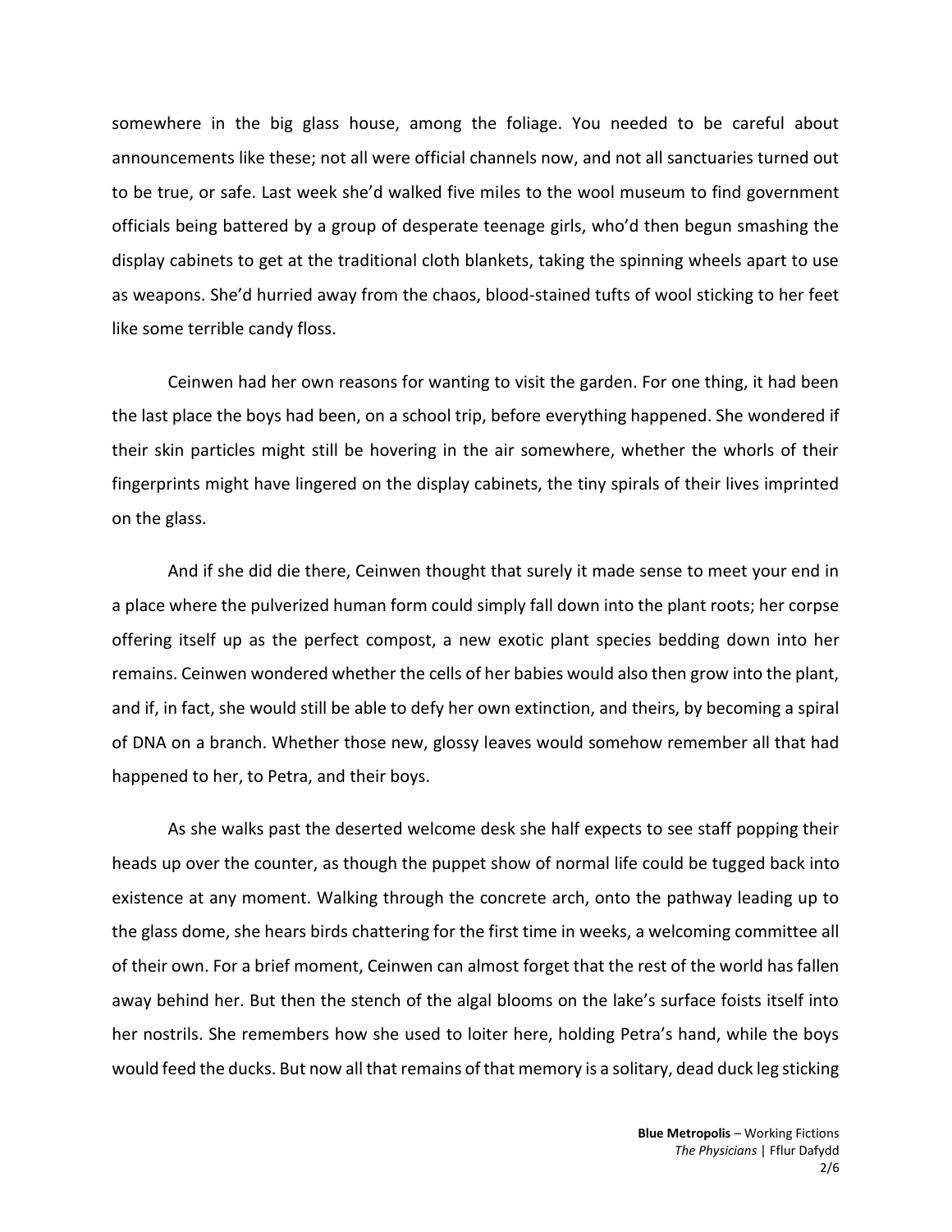somewhere in the big glass house, among the foliage. You needed to be careful about announcements like these; not all were official channels now, and not all sanctuaries turned out to be true, or safe. Last week she'd walked five miles to the wool museum to find government officials being battered by a group of desperate teenage girls, who'd then begun smashing the display cabinets to get at the traditional cloth blankets, taking the spinning wheels apart to use as weapons. She'd hurried away from the chaos, blood-stained tufts of wool sticking to her feet like some terrible candy floss.

Ceinwen had her own reasons for wanting to visit the garden. For one thing, it had been the last place the boys had been, on a school trip, before everything happened. She wondered if their skin particles might still be hovering in the air somewhere, whether the whorls of their fingerprints might have lingered on the display cabinets, the tiny spirals of their lives imprinted on the glass.

And if she did die there, Ceinwen thought that surely it made sense to meet your end in a place where the pulverized human form could simply fall down into the plant roots; her corpse offering itself up as the perfect compost, a new exotic plant species bedding down into her remains. Ceinwen wondered whether the cells of her babies would also then grow into the plant, and if, in fact, she would still be able to defy her own extinction, and theirs, by becoming a spiral of DNA on a branch. Whether those new, glossy leaves would somehow remember all that had happened to her, to Petra, and their boys.

As she walks past the deserted welcome desk she half expects to see staff popping their heads up over the counter, as though the puppet show of normal life could be tugged back into existence at any moment. Walking through the concrete arch, onto the pathway leading up to the glass dome, she hears birds chattering for the first time in weeks, a welcoming committee all of their own. For a brief moment, Ceinwen can almost forget that the rest of the world has fallen away behind her. But then the stench of the algal blooms on the lake's surface foists itself into her nostrils. She remembers how she used to loiter here, holding Petra's hand, while the boys would feed the ducks. But now all that remains of that memory is a solitary, dead duck leg sticking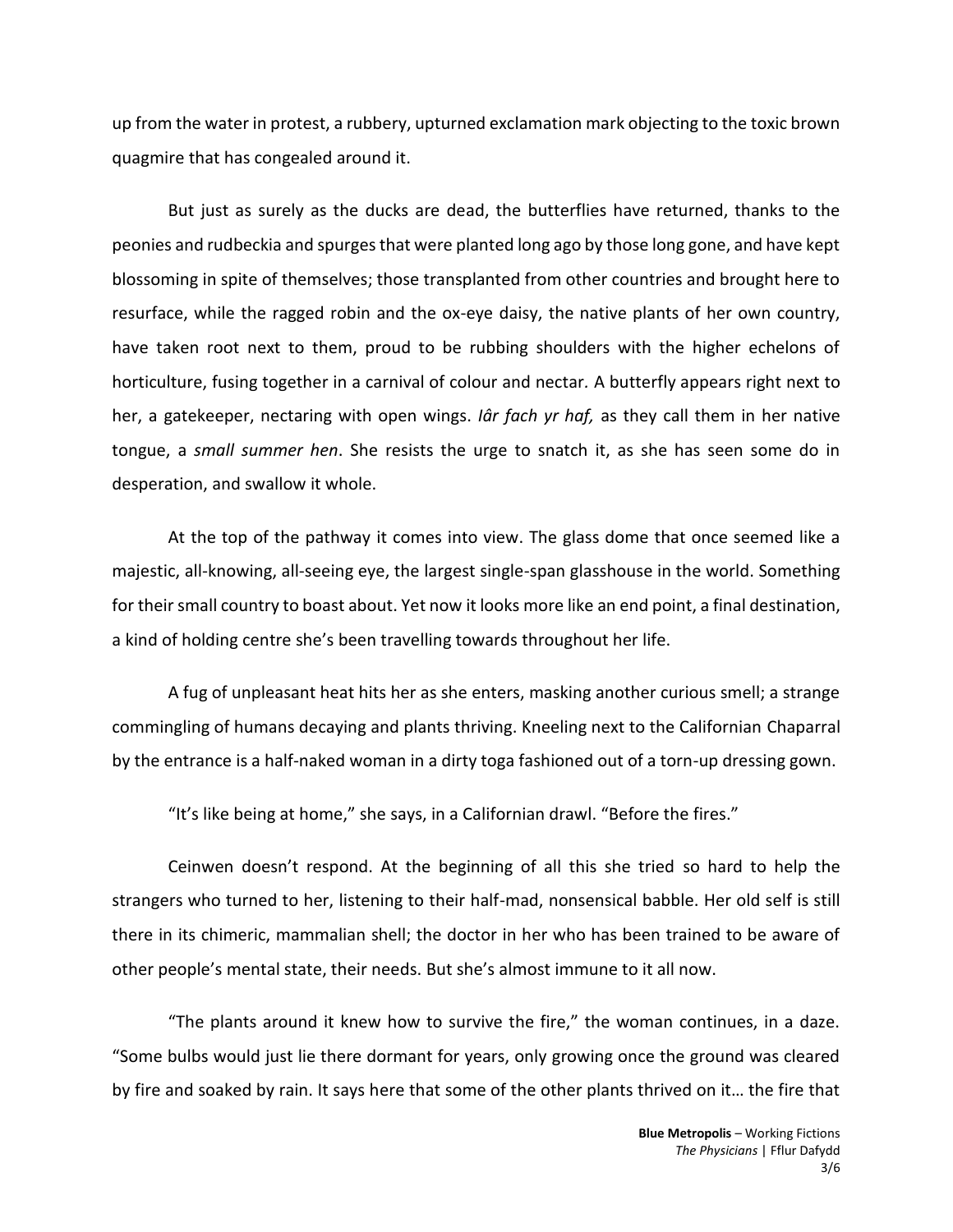up from the water in protest, a rubbery, upturned exclamation mark objecting to the toxic brown quagmire that has congealed around it.

But just as surely as the ducks are dead, the butterflies have returned, thanks to the peonies and rudbeckia and spurges that were planted long ago by those long gone, and have kept blossoming in spite of themselves; those transplanted from other countries and brought here to resurface, while the ragged robin and the ox-eye daisy, the native plants of her own country, have taken root next to them, proud to be rubbing shoulders with the higher echelons of horticulture, fusing together in a carnival of colour and nectar. A butterfly appears right next to her, a gatekeeper, nectaring with open wings. *Iâr fach yr haf,* as they call them in her native tongue, a *small summer hen*. She resists the urge to snatch it, as she has seen some do in desperation, and swallow it whole.

At the top of the pathway it comes into view. The glass dome that once seemed like a majestic, all-knowing, all-seeing eye, the largest single-span glasshouse in the world. Something for their small country to boast about. Yet now it looks more like an end point, a final destination, a kind of holding centre she's been travelling towards throughout her life.

A fug of unpleasant heat hits her as she enters, masking another curious smell; a strange commingling of humans decaying and plants thriving. Kneeling next to the Californian Chaparral by the entrance is a half-naked woman in a dirty toga fashioned out of a torn-up dressing gown.

"It's like being at home," she says, in a Californian drawl. "Before the fires."

Ceinwen doesn't respond. At the beginning of all this she tried so hard to help the strangers who turned to her, listening to their half-mad, nonsensical babble. Her old self is still there in its chimeric, mammalian shell; the doctor in her who has been trained to be aware of other people's mental state, their needs. But she's almost immune to it all now.

"The plants around it knew how to survive the fire," the woman continues, in a daze. "Some bulbs would just lie there dormant for years, only growing once the ground was cleared by fire and soaked by rain. It says here that some of the other plants thrived on it… the fire that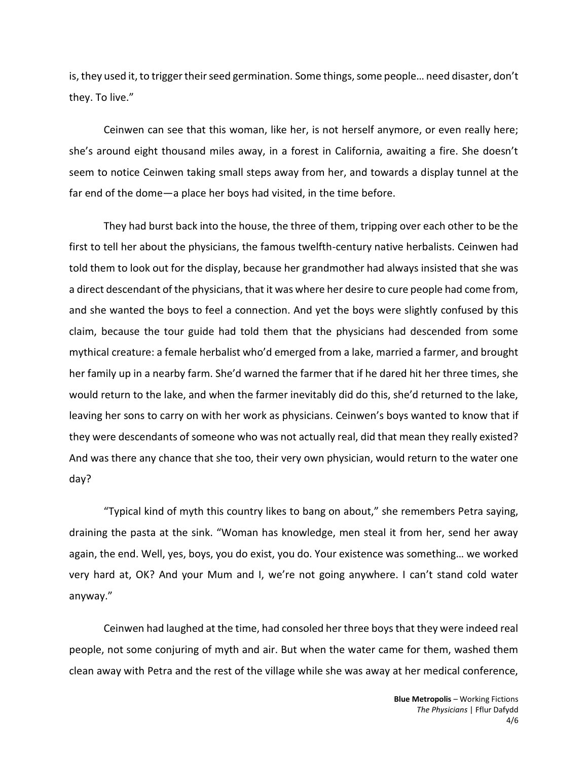is, they used it, to trigger their seed germination. Some things, some people… need disaster, don't they. To live."

Ceinwen can see that this woman, like her, is not herself anymore, or even really here; she's around eight thousand miles away, in a forest in California, awaiting a fire. She doesn't seem to notice Ceinwen taking small steps away from her, and towards a display tunnel at the far end of the dome—a place her boys had visited, in the time before.

They had burst back into the house, the three of them, tripping over each other to be the first to tell her about the physicians, the famous twelfth-century native herbalists. Ceinwen had told them to look out for the display, because her grandmother had always insisted that she was a direct descendant of the physicians, that it was where her desire to cure people had come from, and she wanted the boys to feel a connection. And yet the boys were slightly confused by this claim, because the tour guide had told them that the physicians had descended from some mythical creature: a female herbalist who'd emerged from a lake, married a farmer, and brought her family up in a nearby farm. She'd warned the farmer that if he dared hit her three times, she would return to the lake, and when the farmer inevitably did do this, she'd returned to the lake, leaving her sons to carry on with her work as physicians. Ceinwen's boys wanted to know that if they were descendants of someone who was not actually real, did that mean they really existed? And was there any chance that she too, their very own physician, would return to the water one day?

"Typical kind of myth this country likes to bang on about," she remembers Petra saying, draining the pasta at the sink. "Woman has knowledge, men steal it from her, send her away again, the end. Well, yes, boys, you do exist, you do. Your existence was something… we worked very hard at, OK? And your Mum and I, we're not going anywhere. I can't stand cold water anyway."

Ceinwen had laughed at the time, had consoled her three boys that they were indeed real people, not some conjuring of myth and air. But when the water came for them, washed them clean away with Petra and the rest of the village while she was away at her medical conference,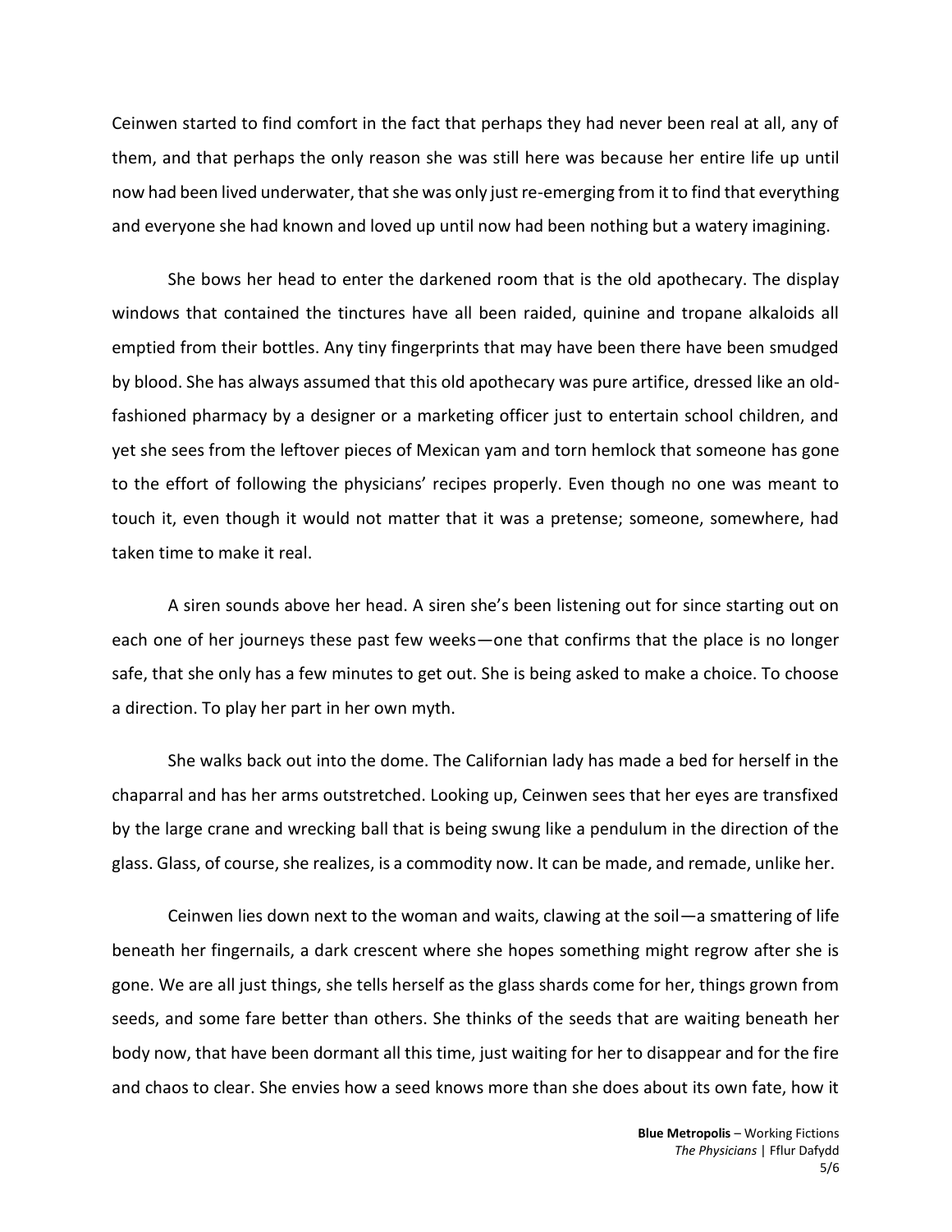Ceinwen started to find comfort in the fact that perhaps they had never been real at all, any of them, and that perhaps the only reason she was still here was because her entire life up until now had been lived underwater, that she was only just re-emerging from it to find that everything and everyone she had known and loved up until now had been nothing but a watery imagining.

She bows her head to enter the darkened room that is the old apothecary. The display windows that contained the tinctures have all been raided, quinine and tropane alkaloids all emptied from their bottles. Any tiny fingerprints that may have been there have been smudged by blood. She has always assumed that this old apothecary was pure artifice, dressed like an old-fashioned pharmacy by a designer or a marketing officer just to entertain school children, and yet she sees from the leftover pieces of Mexican yam and torn hemlock that someone has gone to the effort of following the physicians' recipes properly. Even though no one was meant to touch it, even though it would not matter that it was a pretense; someone, somewhere, had taken time to make it real.

A siren sounds above her head. A siren she's been listening out for since starting out on each one of her journeys these past few weeks—one that confirms that the place is no longer safe, that she only has a few minutes to get out. She is being asked to make a choice. To choose a direction. To play her part in her own myth.

She walks back out into the dome. The Californian lady has made a bed for herself in the chaparral and has her arms outstretched. Looking up, Ceinwen sees that her eyes are transfixed by the large crane and wrecking ball that is being swung like a pendulum in the direction of the glass. Glass, of course, she realizes, is a commodity now. It can be made, and remade, unlike her.

Ceinwen lies down next to the woman and waits, clawing at the soil—a smattering of life beneath her fingernails, a dark crescent where she hopes something might regrow after she is gone. We are all just things, she tells herself as the glass shards come for her, things grown from seeds, and some fare better than others. She thinks of the seeds that are waiting beneath her body now, that have been dormant all this time, just waiting for her to disappear and for the fire and chaos to clear. She envies how a seed knows more than she does about its own fate, how it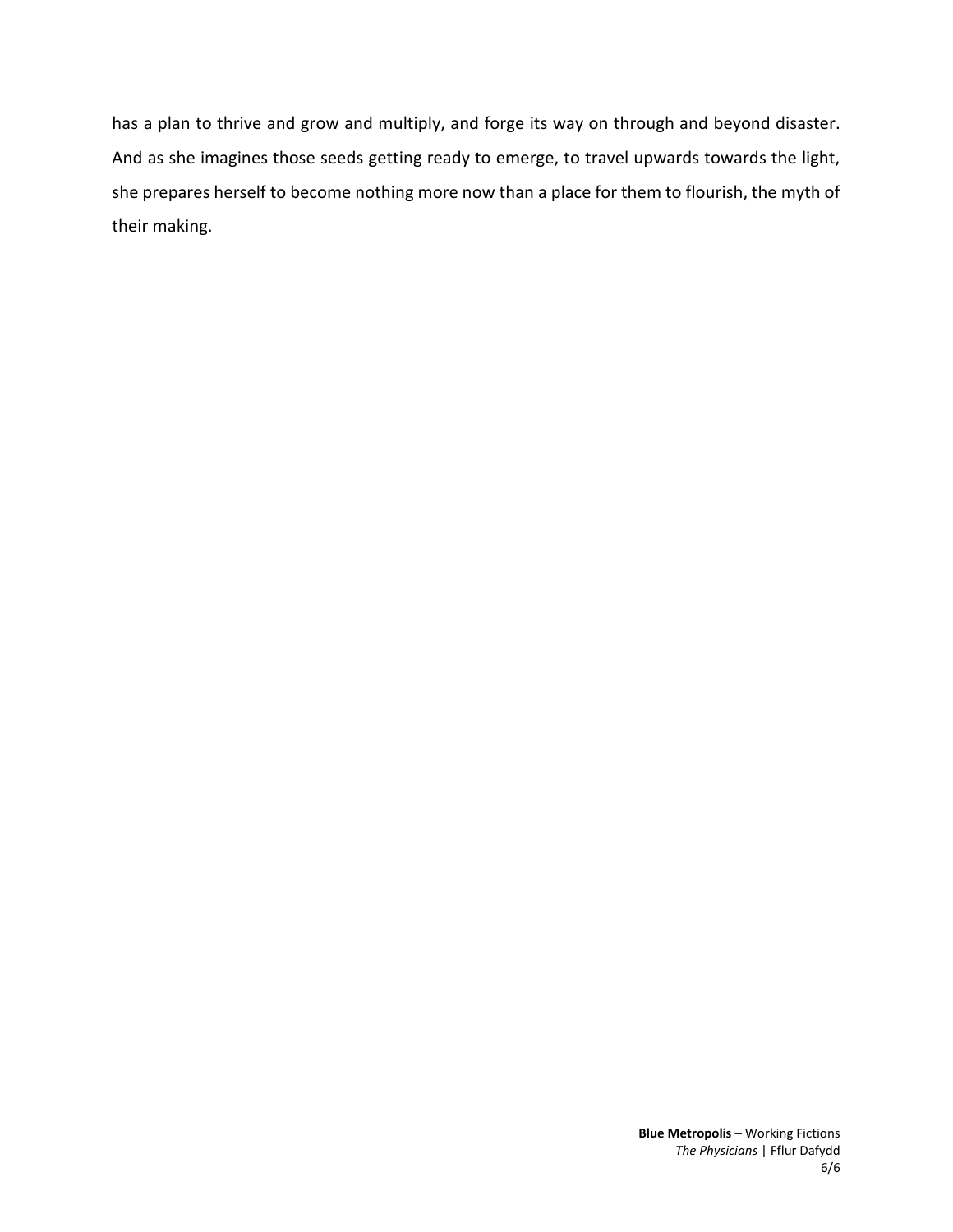has a plan to thrive and grow and multiply, and forge its way on through and beyond disaster. And as she imagines those seeds getting ready to emerge, to travel upwards towards the light, she prepares herself to become nothing more now than a place for them to flourish, the myth of their making.